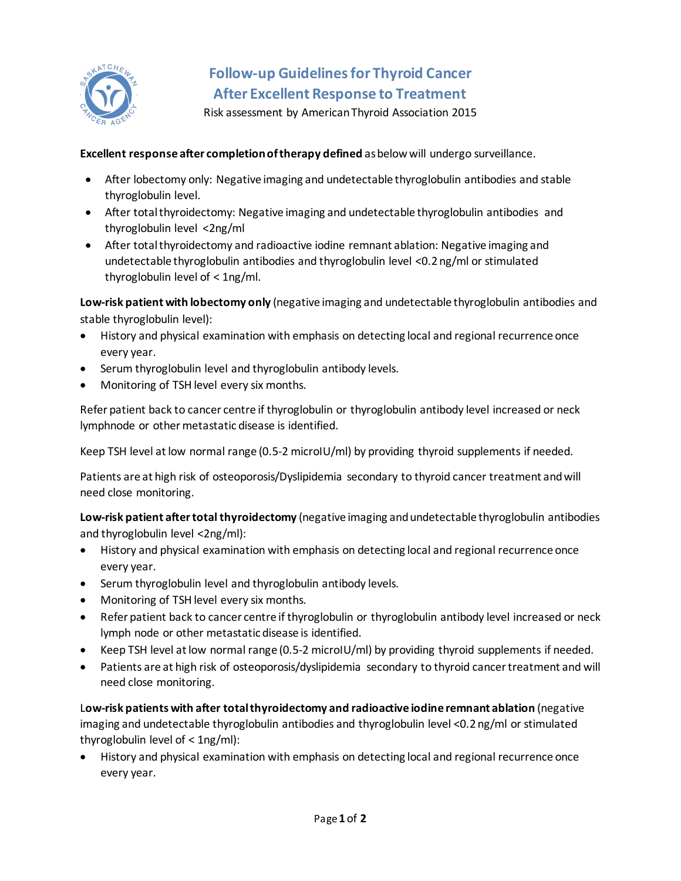# Follow-up Guidelines for Thyroid Cancer After Excellent Response to Treatment

Risk assessment by American Thyroid Association 2015

**Excellent response after completion of therapy defined** as below will undergo surveillance.

- After lobectomy only: Negative imaging and undetectable thyroglobulin antibodies and stable thyroglobulin level.
- After total thyroidectomy: Negative imaging and undetectable thyroglobulin antibodies and thyroglobulin level <2ng/ml
- After total thyroidectomy and radioactive iodine remnant ablation: Negative imaging and undetectable thyroglobulin antibodies and thyroglobulin level <0.2 ng/ml or stimulated thyroglobulin level of < 1ng/ml.

**Low-risk patient with lobectomy only** (negative imaging and undetectable thyroglobulin antibodies and stable thyroglobulin level):

- History and physical examination with emphasis on detecting local and regional recurrence once every year.
- Serum thyroglobulin level and thyroglobulin antibody levels.
- Monitoring of TSH level every six months.

Refer patient back to cancer centre if thyroglobulin or thyroglobulin antibody level increased or neck lymphnode or other metastatic disease is identified.

Keep TSH level at low normal range (0.5-2 microIU/ml) by providing thyroid supplements if needed.

Patients are at high risk of osteoporosis/Dyslipidemia secondary to thyroid cancer treatment and will need close monitoring.

**Low-risk patient after total thyroidectomy** (negative imaging and undetectable thyroglobulin antibodies and thyroglobulin level <2ng/ml):

- History and physical examination with emphasis on detecting local and regional recurrence once every year.
- Serum thyroglobulin level and thyroglobulin antibody levels.
- Monitoring of TSH level every six months.
- Refer patient back to cancer centre if thyroglobulin or thyroglobulin antibody level increased or neck lymph node or other metastatic disease is identified.
- Keep TSH level at low normal range (0.5-2 microIU/ml) by providing thyroid supplements if needed.
- Patients are at high risk of osteoporosis/dyslipidemia secondary to thyroid cancer treatment and will need close monitoring.

**Low-risk patients with after total thyroidectomy and radioactive iodine remnant ablation** (negative imaging and undetectable thyroglobulin antibodies and thyroglobulin level <0.2 ng/ml or stimulated thyroglobulin level of < 1ng/ml):

- History and physical examination with emphasis on detecting local and regional recurrence once every year.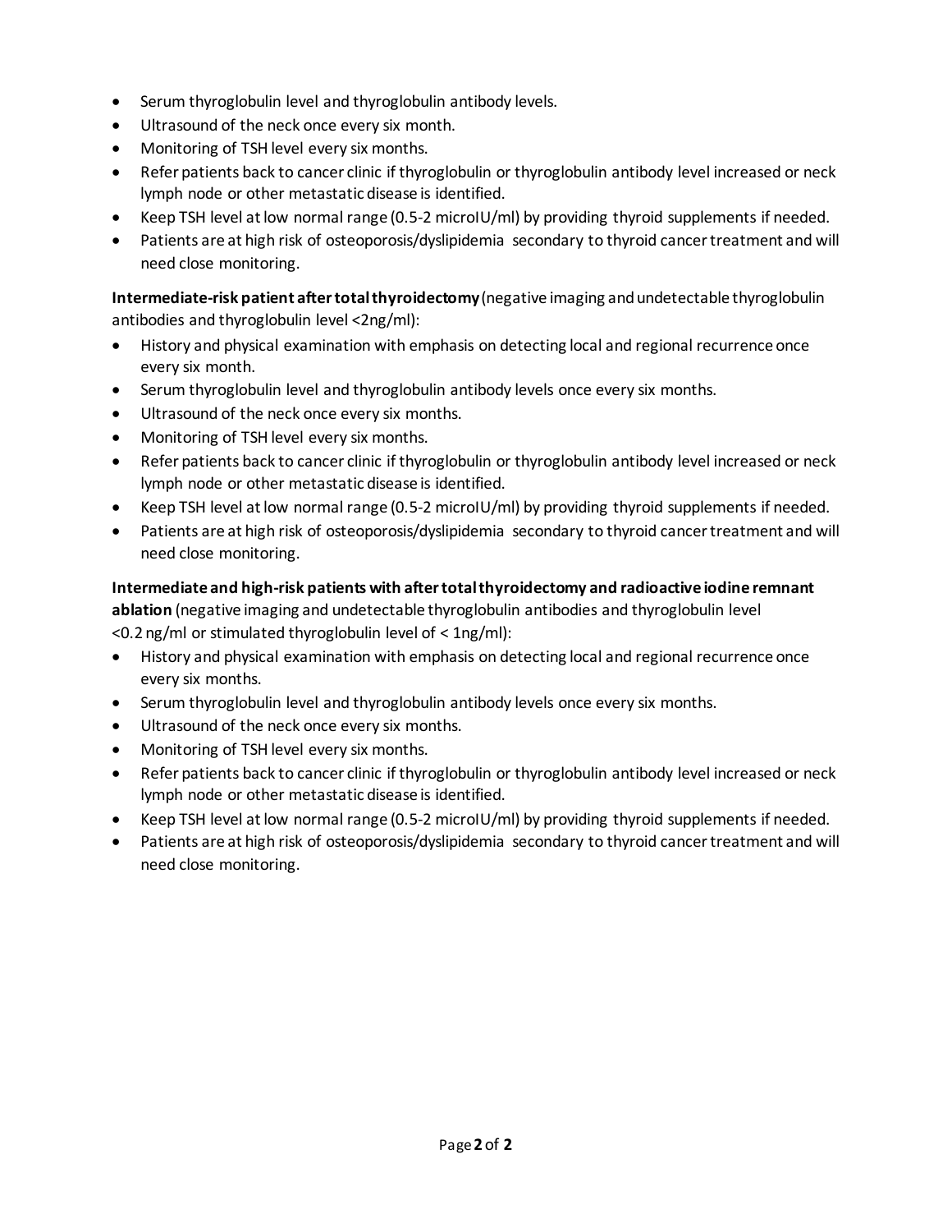- Serum thyroglobulin level and thyroglobulin antibody levels.
- Ultrasound of the neck once every six month.
- Monitoring of TSH level every six months.
- Refer patients back to cancer clinic if thyroglobulin or thyroglobulin antibody level increased or neck lymph node or other metastatic disease is identified.
- Keep TSH level at low normal range (0.5-2 microIU/ml) by providing thyroid supplements if needed.
- Patients are at high risk of osteoporosis/dyslipidemia secondary to thyroid cancer treatment and will need close monitoring.

**Intermediate-risk patient after total thyroidectomy** (negative imaging and undetectable thyroglobulin antibodies and thyroglobulin level <2ng/ml):

- History and physical examination with emphasis on detecting local and regional recurrence once every six month.
- Serum thyroglobulin level and thyroglobulin antibody levels once every six months.
- Ultrasound of the neck once every six months.
- Monitoring of TSH level every six months.
- Refer patients back to cancer clinic if thyroglobulin or thyroglobulin antibody level increased or neck lymph node or other metastatic disease is identified.
- Keep TSH level at low normal range (0.5-2 microIU/ml) by providing thyroid supplements if needed.
- Patients are at high risk of osteoporosis/dyslipidemia secondary to thyroid cancer treatment and will need close monitoring.

**Intermediate and high-risk patients with after total thyroidectomy and radioactive iodine remnant ablation** (negative imaging and undetectable thyroglobulin antibodies and thyroglobulin level <0.2 ng/ml or stimulated thyroglobulin level of < 1ng/ml):

- History and physical examination with emphasis on detecting local and regional recurrence once every six months.
- Serum thyroglobulin level and thyroglobulin antibody levels once every six months.
- Ultrasound of the neck once every six months.
- Monitoring of TSH level every six months.
- Refer patients back to cancer clinic if thyroglobulin or thyroglobulin antibody level increased or neck lymph node or other metastatic disease is identified.
- Keep TSH level at low normal range (0.5-2 microIU/ml) by providing thyroid supplements if needed.
- Patients are at high risk of osteoporosis/dyslipidemia secondary to thyroid cancer treatment and will need close monitoring.